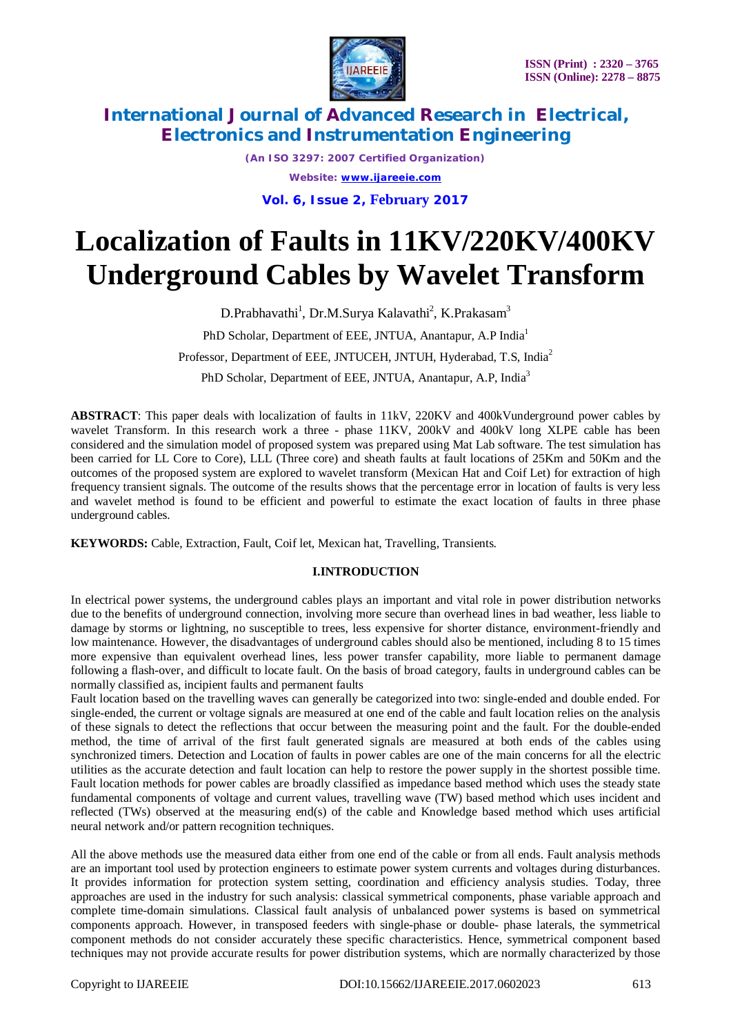# Localization of Faults in 11KV/220KV/400KV Underground Cables by Wavelet Transform

D.Prabhavathi[1], Dr.M.Surya Kalavathi[2], K.Prakasam[3]

PhD Scholar, Department of EEE, JNTUA, Anantapur, A.P India[1]

Professor, Department of EEE, JNTUCEH, JNTUH, Hyderabad, T.S, India[2]

PhD Scholar, Department of EEE, JNTUA, Anantapur, A.P, India[3]

**ABSTRACT**: This paper deals with localization of faults in 11kV, 220KV and 400kVunderground power cables by wavelet Transform. In this research work a three - phase 11KV, 200kV and 400kV long XLPE cable has been considered and the simulation model of proposed system was prepared using Mat Lab software. The test simulation has been carried for LL Core to Core), LLL (Three core) and sheath faults at fault locations of 25Km and 50Km and the outcomes of the proposed system are explored to wavelet transform (Mexican Hat and Coif Let) for extraction of high frequency transient signals. The outcome of the results shows that the percentage error in location of faults is very less and wavelet method is found to be efficient and powerful to estimate the exact location of faults in three phase underground cables.

**KEYWORDS:** Cable, Extraction, Fault, Coif let, Mexican hat, Travelling, Transients.

## I.INTRODUCTION

In electrical power systems, the underground cables plays an important and vital role in power distribution networks due to the benefits of underground connection, involving more secure than overhead lines in bad weather, less liable to damage by storms or lightning, no susceptible to trees, less expensive for shorter distance, environment-friendly and low maintenance. However, the disadvantages of underground cables should also be mentioned, including 8 to 15 times more expensive than equivalent overhead lines, less power transfer capability, more liable to permanent damage following a flash-over, and difficult to locate fault. On the basis of broad category, faults in underground cables can be normally classified as, incipient faults and permanent faults

Fault location based on the travelling waves can generally be categorized into two: single-ended and double ended. For single-ended, the current or voltage signals are measured at one end of the cable and fault location relies on the analysis of these signals to detect the reflections that occur between the measuring point and the fault. For the double-ended method, the time of arrival of the first fault generated signals are measured at both ends of the cables using synchronized timers. Detection and Location of faults in power cables are one of the main concerns for all the electric utilities as the accurate detection and fault location can help to restore the power supply in the shortest possible time. Fault location methods for power cables are broadly classified as impedance based method which uses the steady state fundamental components of voltage and current values, travelling wave (TW) based method which uses incident and reflected (TWs) observed at the measuring end(s) of the cable and Knowledge based method which uses artificial neural network and/or pattern recognition techniques.

All the above methods use the measured data either from one end of the cable or from all ends. Fault analysis methods are an important tool used by protection engineers to estimate power system currents and voltages during disturbances. It provides information for protection system setting, coordination and efficiency analysis studies. Today, three approaches are used in the industry for such analysis: classical symmetrical components, phase variable approach and complete time-domain simulations. Classical fault analysis of unbalanced power systems is based on symmetrical components approach. However, in transposed feeders with single-phase or double- phase laterals, the symmetrical component methods do not consider accurately these specific characteristics. Hence, symmetrical component based techniques may not provide accurate results for power distribution systems, which are normally characterized by those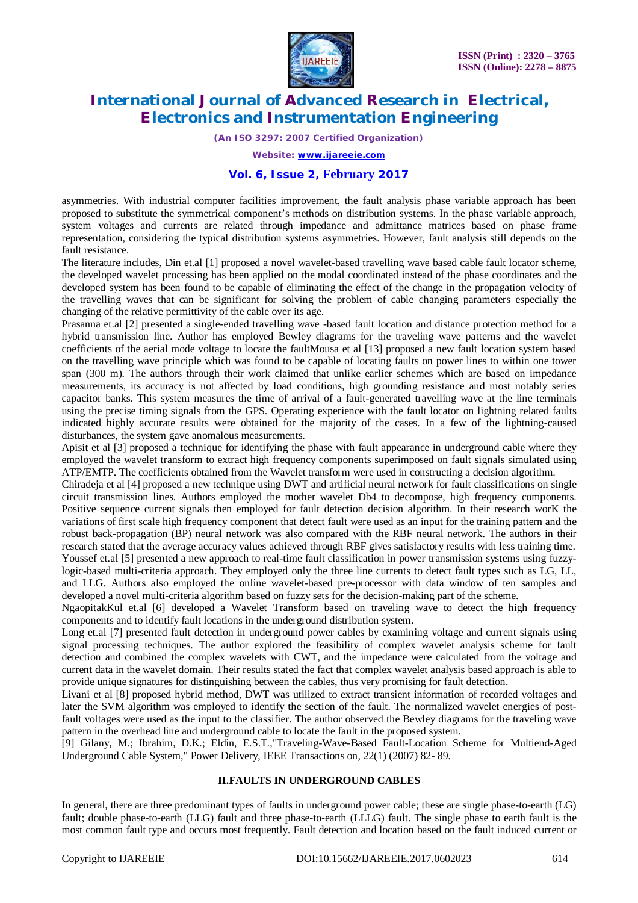asymmetries. With industrial computer facilities improvement, the fault analysis phase variable approach has been proposed to substitute the symmetrical component's methods on distribution systems. In the phase variable approach, system voltages and currents are related through impedance and admittance matrices based on phase frame representation, considering the typical distribution systems asymmetries. However, fault analysis still depends on the fault resistance.

The literature includes, Din et.al [1] proposed a novel wavelet-based travelling wave based cable fault locator scheme, the developed wavelet processing has been applied on the modal coordinated instead of the phase coordinates and the developed system has been found to be capable of eliminating the effect of the change in the propagation velocity of the travelling waves that can be significant for solving the problem of cable changing parameters especially the changing of the relative permittivity of the cable over its age.

Prasanna et.al [2] presented a single-ended travelling wave -based fault location and distance protection method for a hybrid transmission line. Author has employed Bewley diagrams for the traveling wave patterns and the wavelet coefficients of the aerial mode voltage to locate the faultMousa et al [13] proposed a new fault location system based on the travelling wave principle which was found to be capable of locating faults on power lines to within one tower span (300 m). The authors through their work claimed that unlike earlier schemes which are based on impedance measurements, its accuracy is not affected by load conditions, high grounding resistance and most notably series capacitor banks. This system measures the time of arrival of a fault-generated travelling wave at the line terminals using the precise timing signals from the GPS. Operating experience with the fault locator on lightning related faults indicated highly accurate results were obtained for the majority of the cases. In a few of the lightning-caused disturbances, the system gave anomalous measurements.

Apisit et al [3] proposed a technique for identifying the phase with fault appearance in underground cable where they employed the wavelet transform to extract high frequency components superimposed on fault signals simulated using ATP/EMTP. The coefficients obtained from the Wavelet transform were used in constructing a decision algorithm.

Chiradeja et al [4] proposed a new technique using DWT and artificial neural network for fault classifications on single circuit transmission lines. Authors employed the mother wavelet Db4 to decompose, high frequency components. Positive sequence current signals then employed for fault detection decision algorithm. In their research worK the variations of first scale high frequency component that detect fault were used as an input for the training pattern and the robust back-propagation (BP) neural network was also compared with the RBF neural network. The authors in their research stated that the average accuracy values achieved through RBF gives satisfactory results with less training time.

Youssef et.al [5] presented a new approach to real-time fault classification in power transmission systems using fuzzy-logic-based multi-criteria approach. They employed only the three line currents to detect fault types such as LG, LL, and LLG. Authors also employed the online wavelet-based pre-processor with data window of ten samples and developed a novel multi-criteria algorithm based on fuzzy sets for the decision-making part of the scheme.

NgaopitakKul et.al [6] developed a Wavelet Transform based on traveling wave to detect the high frequency components and to identify fault locations in the underground distribution system.

Long et.al [7] presented fault detection in underground power cables by examining voltage and current signals using signal processing techniques. The author explored the feasibility of complex wavelet analysis scheme for fault detection and combined the complex wavelets with CWT, and the impedance were calculated from the voltage and current data in the wavelet domain. Their results stated the fact that complex wavelet analysis based approach is able to provide unique signatures for distinguishing between the cables, thus very promising for fault detection.

Livani et al [8] proposed hybrid method, DWT was utilized to extract transient information of recorded voltages and later the SVM algorithm was employed to identify the section of the fault. The normalized wavelet energies of post-fault voltages were used as the input to the classifier. The author observed the Bewley diagrams for the traveling wave pattern in the overhead line and underground cable to locate the fault in the proposed system.

[9] Gilany, M.; Ibrahim, D.K.; Eldin, E.S.T.,"Traveling-Wave-Based Fault-Location Scheme for Multiend-Aged Underground Cable System," Power Delivery, IEEE Transactions on, 22(1) (2007) 82- 89.

## II.FAULTS IN UNDERGROUND CABLES

In general, there are three predominant types of faults in underground power cable; these are single phase-to-earth (LG) fault; double phase-to-earth (LLG) fault and three phase-to-earth (LLLG) fault. The single phase to earth fault is the most common fault type and occurs most frequently. Fault detection and location based on the fault induced current or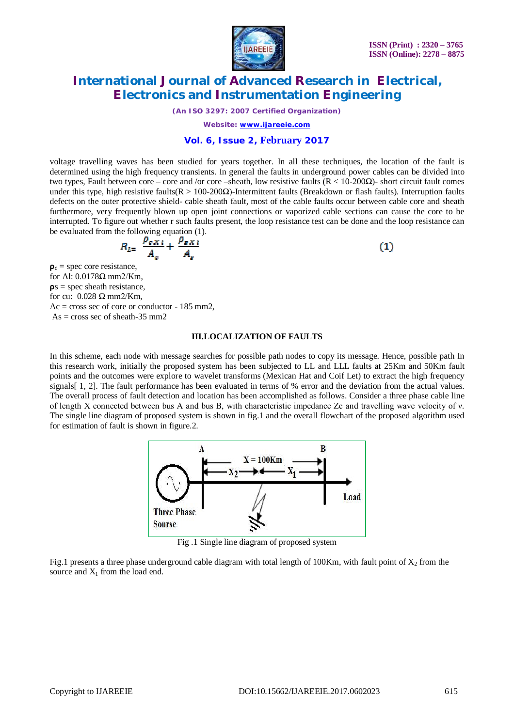voltage travelling waves has been studied for years together. In all these techniques, the location of the fault is determined using the high frequency transients. In general the faults in underground power cables can be divided into two types, Fault between core – core and /or core –sheath, low resistive faults ($R < 10$-$200\Omega$)- short circuit fault comes under this type, high resistive faults($R > 100$-$200\Omega$)-Intermittent faults (Breakdown or flash faults). Interruption faults defects on the outer protective shield- cable sheath fault, most of the cable faults occur between cable core and sheath furthermore, very frequently blown up open joint connections or vaporized cable sections can cause the core to be interrupted. To figure out whether r such faults present, the loop resistance test can be done and the loop resistance can be evaluated from the following equation (1).

$$R_{L} = \frac{\rho_c x l}{A_c} + \frac{\rho_s x l}{A_s} \quad (1)$$

$\rho_c$ = spec core resistance,
for Al: $0.0178\Omega$ mm2/Km,
$\rho_s$ = spec sheath resistance,
for cu: $0.028\ \Omega$ mm2/Km,
Ac = cross sec of core or conductor - 185 mm2,
As = cross sec of sheath-35 mm2

## III.LOCALIZATION OF FAULTS

In this scheme, each node with message searches for possible path nodes to copy its message. Hence, possible path In this research work, initially the proposed system has been subjected to LL and LLL faults at 25Km and 50Km fault points and the outcomes were explore to wavelet transforms (Mexican Hat and Coif Let) to extract the high frequency signals[ 1, 2]. The fault performance has been evaluated in terms of % error and the deviation from the actual values. The overall process of fault detection and location has been accomplished as follows. Consider a three phase cable line of length X connected between bus A and bus B, with characteristic impedance Zc and travelling wave velocity of *v*. The single line diagram of proposed system is shown in fig.1 and the overall flowchart of the proposed algorithm used for estimation of fault is shown in figure.2.

Fig .1 Single line diagram of proposed system

Fig.1 presents a three phase underground cable diagram with total length of 100Km, with fault point of $X_2$ from the source and $X_1$ from the load end.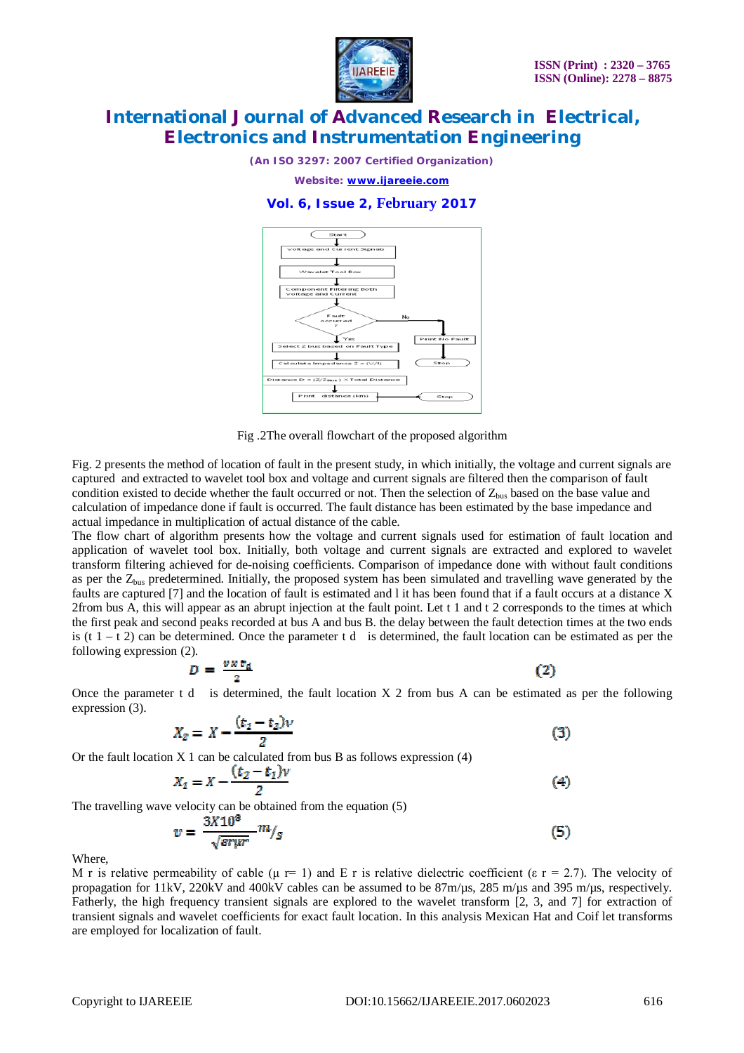Fig .2The overall flowchart of the proposed algorithm

Fig. 2 presents the method of location of fault in the present study, in which initially, the voltage and current signals are captured and extracted to wavelet tool box and voltage and current signals are filtered then the comparison of fault condition existed to decide whether the fault occurred or not. Then the selection of $Z_{bus}$ based on the base value and calculation of impedance done if fault is occurred. The fault distance has been estimated by the base impedance and actual impedance in multiplication of actual distance of the cable.

The flow chart of algorithm presents how the voltage and current signals used for estimation of fault location and application of wavelet tool box. Initially, both voltage and current signals are extracted and explored to wavelet transform filtering achieved for de-noising coefficients. Comparison of impedance done with without fault conditions as per the $Z_{bus}$ predetermined. Initially, the proposed system has been simulated and travelling wave generated by the faults are captured [7] and the location of fault is estimated and l it has been found that if a fault occurs at a distance X 2from bus A, this will appear as an abrupt injection at the fault point. Let t 1 and t 2 corresponds to the times at which the first peak and second peaks recorded at bus A and bus B. the delay between the fault detection times at the two ends is (t 1 – t 2) can be determined. Once the parameter t d is determined, the fault location can be estimated as per the following expression (2).

$$D = \frac{v x t_d}{2} \tag{2}$$

Once the parameter t d is determined, the fault location X 2 from bus A can be estimated as per the following expression (3).

$$X_2 = X - \frac{(t_1 - t_2)v}{2} \tag{3}$$

Or the fault location X 1 can be calculated from bus B as follows expression (4)

$$X_1 = X - \frac{(t_2 - t_1)v}{2} \tag{4}$$

The travelling wave velocity can be obtained from the equation (5)

$$v = \frac{3X10^8}{\sqrt{\varepsilon r \mu r}} m/_s \tag{5}$$

Where,

M r is relative permeability of cable (μ r= 1) and E r is relative dielectric coefficient (ε r = 2.7). The velocity of propagation for 11kV, 220kV and 400kV cables can be assumed to be 87m/μs, 285 m/μs and 395 m/μs, respectively. Fatherly, the high frequency transient signals are explored to the wavelet transform [2, 3, and 7] for extraction of transient signals and wavelet coefficients for exact fault location. In this analysis Mexican Hat and Coif let transforms are employed for localization of fault.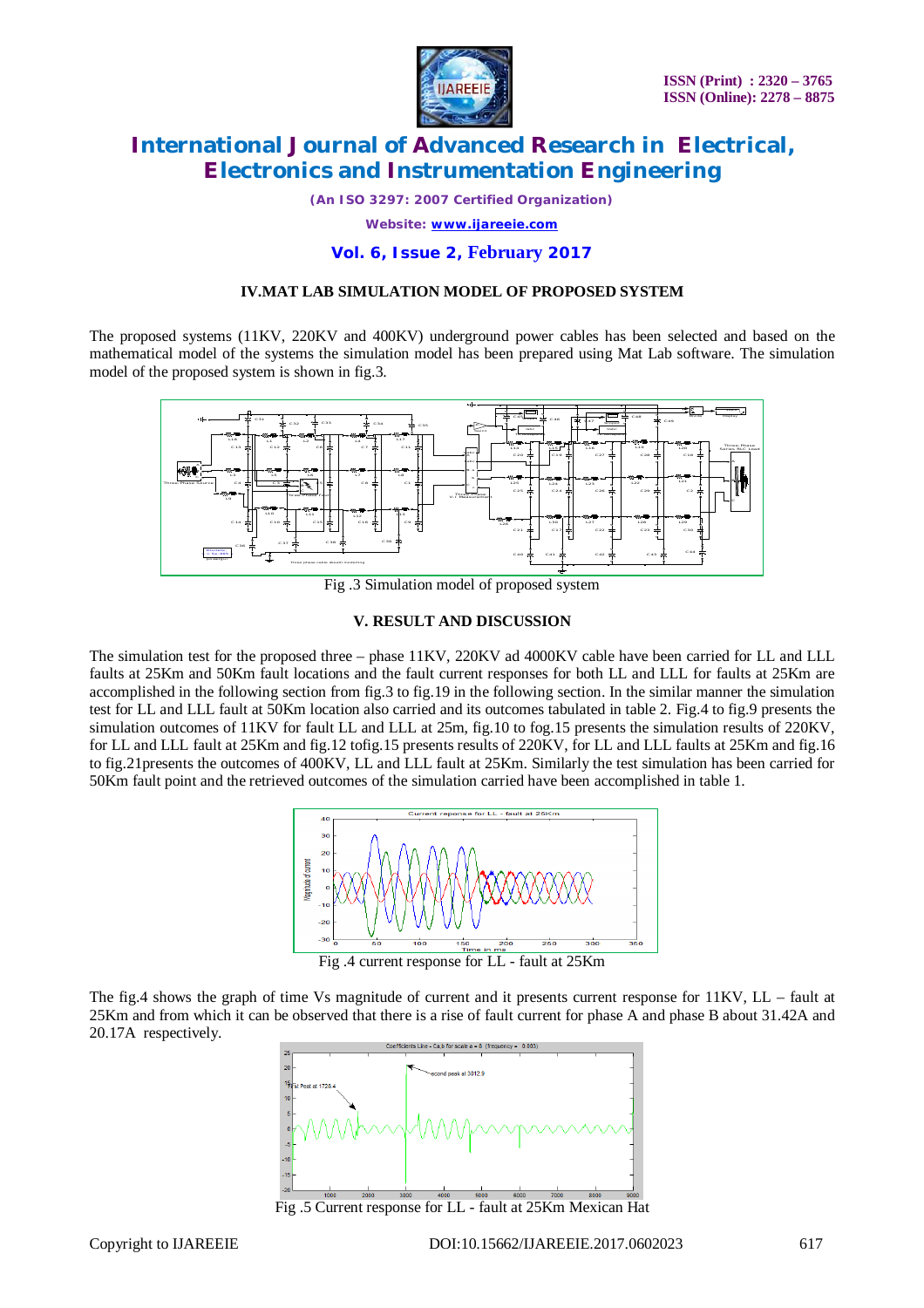## IV.MAT LAB SIMULATION MODEL OF PROPOSED SYSTEM

The proposed systems (11KV, 220KV and 400KV) underground power cables has been selected and based on the mathematical model of the systems the simulation model has been prepared using Mat Lab software. The simulation model of the proposed system is shown in fig.3.

Fig .3 Simulation model of proposed system

## V. RESULT AND DISCUSSION

The simulation test for the proposed three – phase 11KV, 220KV ad 4000KV cable have been carried for LL and LLL faults at 25Km and 50Km fault locations and the fault current responses for both LL and LLL for faults at 25Km are accomplished in the following section from fig.3 to fig.19 in the following section. In the similar manner the simulation test for LL and LLL fault at 50Km location also carried and its outcomes tabulated in table 2. Fig.4 to fig.9 presents the simulation outcomes of 11KV for fault LL and LLL at 25m, fig.10 to fog.15 presents the simulation results of 220KV, for LL and LLL fault at 25Km and fig.12 tofig.15 presents results of 220KV, for LL and LLL faults at 25Km and fig.16 to fig.21presents the outcomes of 400KV, LL and LLL fault at 25Km. Similarly the test simulation has been carried for 50Km fault point and the retrieved outcomes of the simulation carried have been accomplished in table 1.

Fig .4 current response for LL - fault at 25Km

The fig.4 shows the graph of time Vs magnitude of current and it presents current response for 11KV, LL – fault at 25Km and from which it can be observed that there is a rise of fault current for phase A and phase B about 31.42A and 20.17A respectively.

Fig .5 Current response for LL - fault at 25Km Mexican Hat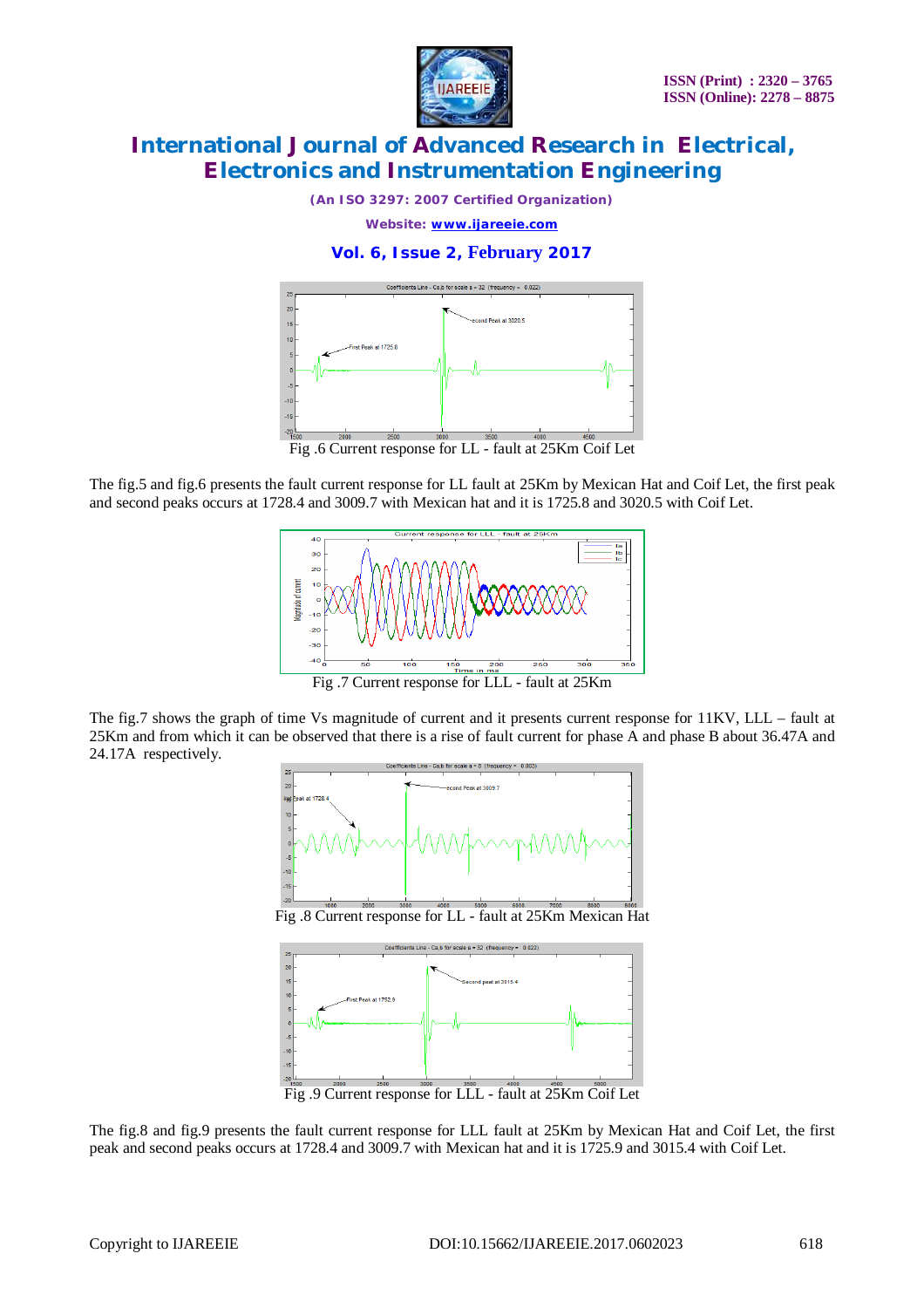Fig .6 Current response for LL - fault at 25Km Coif Let

The fig.5 and fig.6 presents the fault current response for LL fault at 25Km by Mexican Hat and Coif Let, the first peak and second peaks occurs at 1728.4 and 3009.7 with Mexican hat and it is 1725.8 and 3020.5 with Coif Let.

Fig .7 Current response for LLL - fault at 25Km

The fig.7 shows the graph of time Vs magnitude of current and it presents current response for 11KV, LLL – fault at 25Km and from which it can be observed that there is a rise of fault current for phase A and phase B about 36.47A and 24.17A respectively.

Fig .8 Current response for LL - fault at 25Km Mexican Hat

Fig .9 Current response for LLL - fault at 25Km Coif Let

The fig.8 and fig.9 presents the fault current response for LLL fault at 25Km by Mexican Hat and Coif Let, the first peak and second peaks occurs at 1728.4 and 3009.7 with Mexican hat and it is 1725.9 and 3015.4 with Coif Let.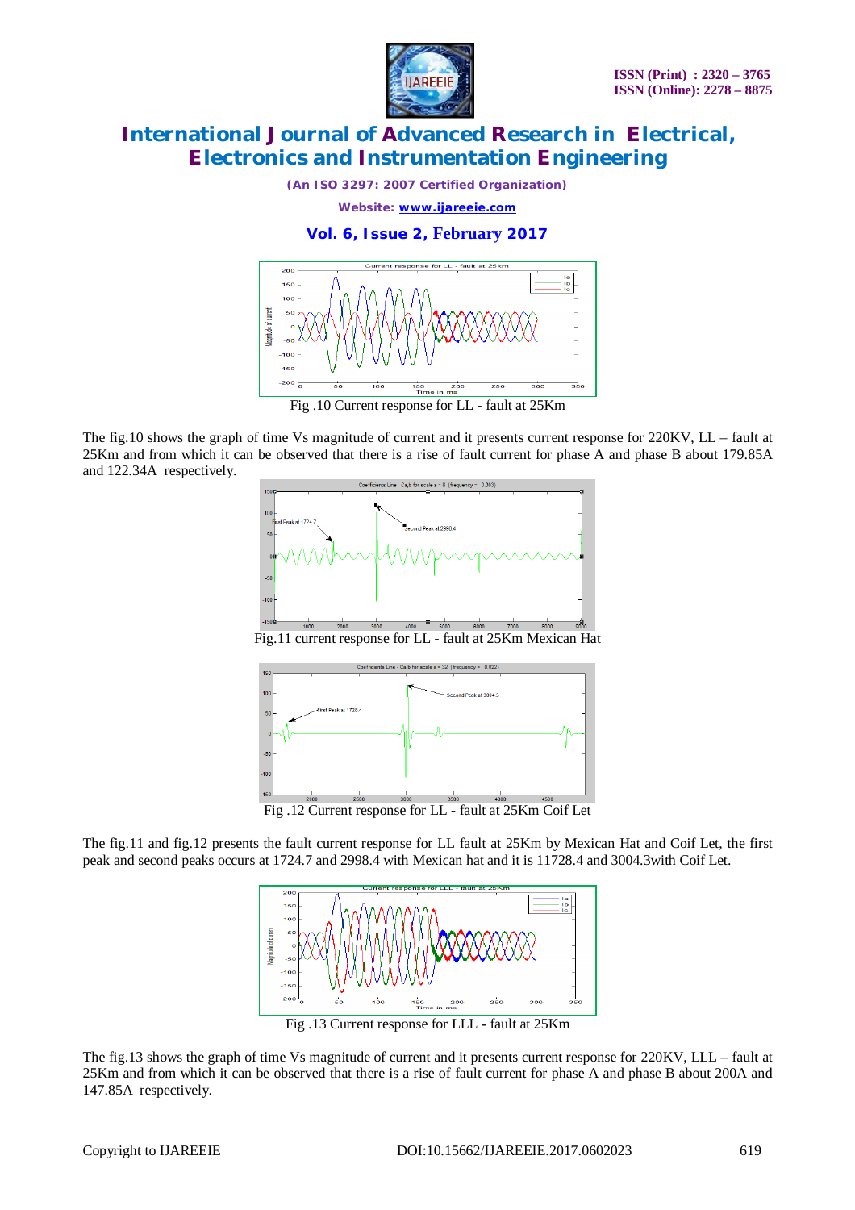Fig .10 Current response for LL - fault at 25Km

The fig.10 shows the graph of time Vs magnitude of current and it presents current response for 220KV, LL – fault at 25Km and from which it can be observed that there is a rise of fault current for phase A and phase B about 179.85A and 122.34A respectively.

Fig.11 current response for LL - fault at 25Km Mexican Hat

Fig .12 Current response for LL - fault at 25Km Coif Let

The fig.11 and fig.12 presents the fault current response for LL fault at 25Km by Mexican Hat and Coif Let, the first peak and second peaks occurs at 1724.7 and 2998.4 with Mexican hat and it is 11728.4 and 3004.3with Coif Let.

Fig .13 Current response for LLL - fault at 25Km

The fig.13 shows the graph of time Vs magnitude of current and it presents current response for 220KV, LLL – fault at 25Km and from which it can be observed that there is a rise of fault current for phase A and phase B about 200A and 147.85A respectively.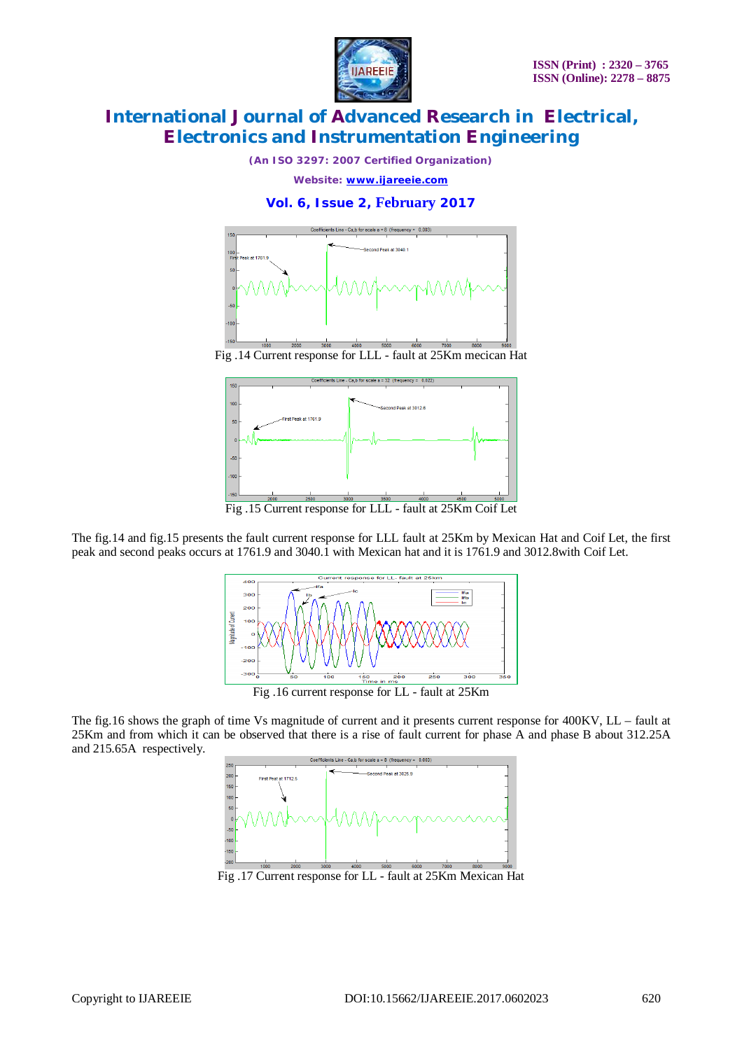Fig .14 Current response for LLL - fault at 25Km mecican Hat

Fig .15 Current response for LLL - fault at 25Km Coif Let

The fig.14 and fig.15 presents the fault current response for LLL fault at 25Km by Mexican Hat and Coif Let, the first peak and second peaks occurs at 1761.9 and 3040.1 with Mexican hat and it is 1761.9 and 3012.8with Coif Let.

Fig .16 current response for LL - fault at 25Km

The fig.16 shows the graph of time Vs magnitude of current and it presents current response for 400KV, LL – fault at 25Km and from which it can be observed that there is a rise of fault current for phase A and phase B about 312.25A and 215.65A respectively.

Fig .17 Current response for LL - fault at 25Km Mexican Hat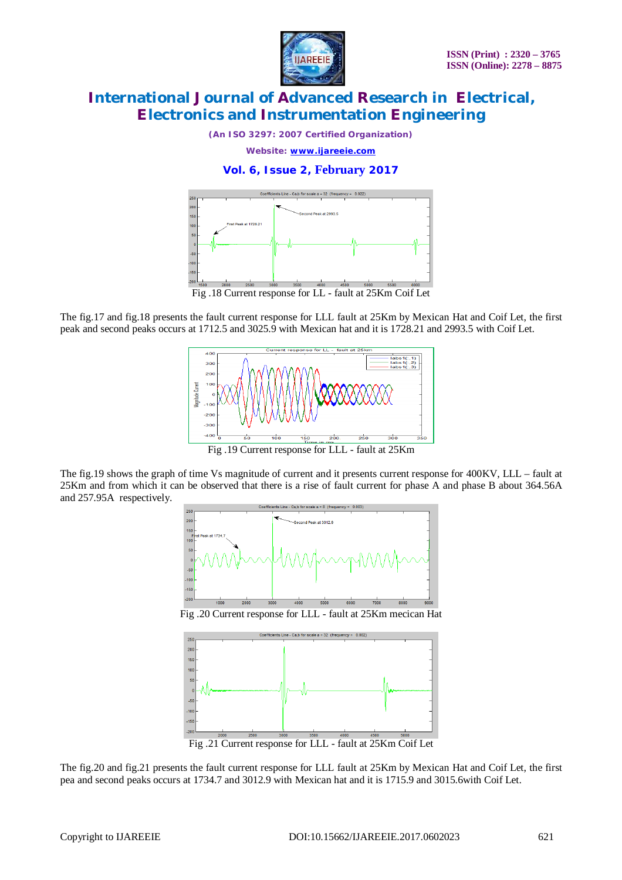Fig .18 Current response for LL - fault at 25Km Coif Let

The fig.17 and fig.18 presents the fault current response for LLL fault at 25Km by Mexican Hat and Coif Let, the first peak and second peaks occurs at 1712.5 and 3025.9 with Mexican hat and it is 1728.21 and 2993.5 with Coif Let.

Fig .19 Current response for LLL - fault at 25Km

The fig.19 shows the graph of time Vs magnitude of current and it presents current response for 400KV, LLL – fault at 25Km and from which it can be observed that there is a rise of fault current for phase A and phase B about 364.56A and 257.95A respectively.

Fig .20 Current response for LLL - fault at 25Km mecican Hat

Fig .21 Current response for LLL - fault at 25Km Coif Let

The fig.20 and fig.21 presents the fault current response for LLL fault at 25Km by Mexican Hat and Coif Let, the first pea and second peaks occurs at 1734.7 and 3012.9 with Mexican hat and it is 1715.9 and 3015.6with Coif Let.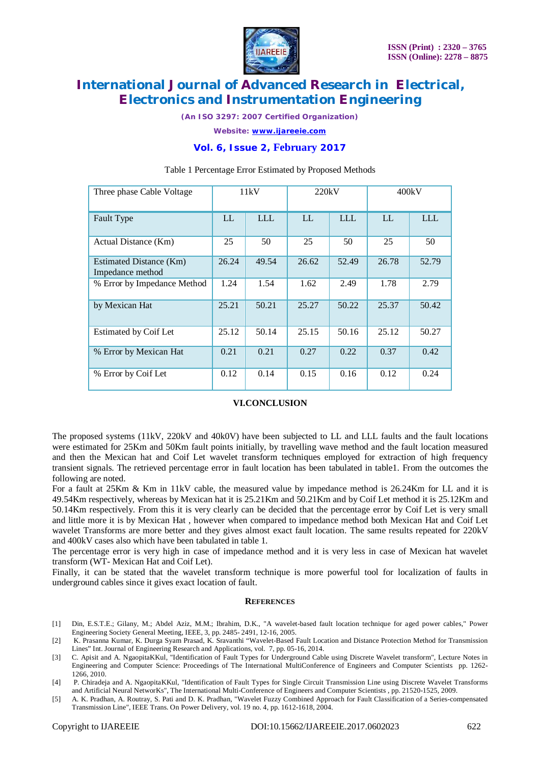Table 1 Percentage Error Estimated by Proposed Methods

| Three phase Cable Voltage | 11kV | | 220kV | | 400kV | |
|---|---|---|---|---|---|---|
| Fault Type | LL | LLL | LL | LLL | LL | LLL |
| Actual Distance (Km) | 25 | 50 | 25 | 50 | 25 | 50 |
| Estimated Distance (Km) Impedance method | 26.24 | 49.54 | 26.62 | 52.49 | 26.78 | 52.79 |
| % Error by Impedance Method | 1.24 | 1.54 | 1.62 | 2.49 | 1.78 | 2.79 |
| by Mexican Hat | 25.21 | 50.21 | 25.27 | 50.22 | 25.37 | 50.42 |
| Estimated by Coif Let | 25.12 | 50.14 | 25.15 | 50.16 | 25.12 | 50.27 |
| % Error by Mexican Hat | 0.21 | 0.21 | 0.27 | 0.22 | 0.37 | 0.42 |
| % Error by Coif Let | 0.12 | 0.14 | 0.15 | 0.16 | 0.12 | 0.24 |

## VI.CONCLUSION

The proposed systems (11kV, 220kV and 40k0V) have been subjected to LL and LLL faults and the fault locations were estimated for 25Km and 50Km fault points initially, by travelling wave method and the fault location measured and then the Mexican hat and Coif Let wavelet transform techniques employed for extraction of high frequency transient signals. The retrieved percentage error in fault location has been tabulated in table1. From the outcomes the following are noted.

For a fault at 25Km & Km in 11kV cable, the measured value by impedance method is 26.24Km for LL and it is 49.54Km respectively, whereas by Mexican hat it is 25.21Km and 50.21Km and by Coif Let method it is 25.12Km and 50.14Km respectively. From this it is very clearly can be decided that the percentage error by Coif Let is very small and little more it is by Mexican Hat , however when compared to impedance method both Mexican Hat and Coif Let wavelet Transforms are more better and they gives almost exact fault location. The same results repeated for 220kV and 400kV cases also which have been tabulated in table 1.

The percentage error is very high in case of impedance method and it is very less in case of Mexican hat wavelet transform (WT- Mexican Hat and Coif Let).

Finally, it can be stated that the wavelet transform technique is more powerful tool for localization of faults in underground cables since it gives exact location of fault.

## REFERENCES

[1] Din, E.S.T.E.; Gilany, M.; Abdel Aziz, M.M.; Ibrahim, D.K., "A wavelet-based fault location technique for aged power cables," Power Engineering Society General Meeting, IEEE, 3, pp. 2485- 2491, 12-16, 2005.

[2] K. Prasanna Kumar, K. Durga Syam Prasad, K. Sravanthi "Wavelet-Based Fault Location and Distance Protection Method for Transmission Lines" Int. Journal of Engineering Research and Applications, vol. 7, pp. 05-16, 2014.

[3] C. Apisit and A. NgaopitaKKul, "Identification of Fault Types for Underground Cable using Discrete Wavelet transform", Lecture Notes in Engineering and Computer Science: Proceedings of The International MultiConference of Engineers and Computer Scientists pp. 1262-1266, 2010.

[4] P. Chiradeja and A. NgaopitaKKul, "Identification of Fault Types for Single Circuit Transmission Line using Discrete Wavelet Transforms and Artificial Neural NetworKs", The International Multi-Conference of Engineers and Computer Scientists , pp. 21520-1525, 2009.

[5] A. K. Pradhan, A. Routray, S. Pati and D. K. Pradhan, "Wavelet Fuzzy Combined Approach for Fault Classification of a Series-compensated Transmission Line", IEEE Trans. On Power Delivery, vol. 19 no. 4, pp. 1612-1618, 2004.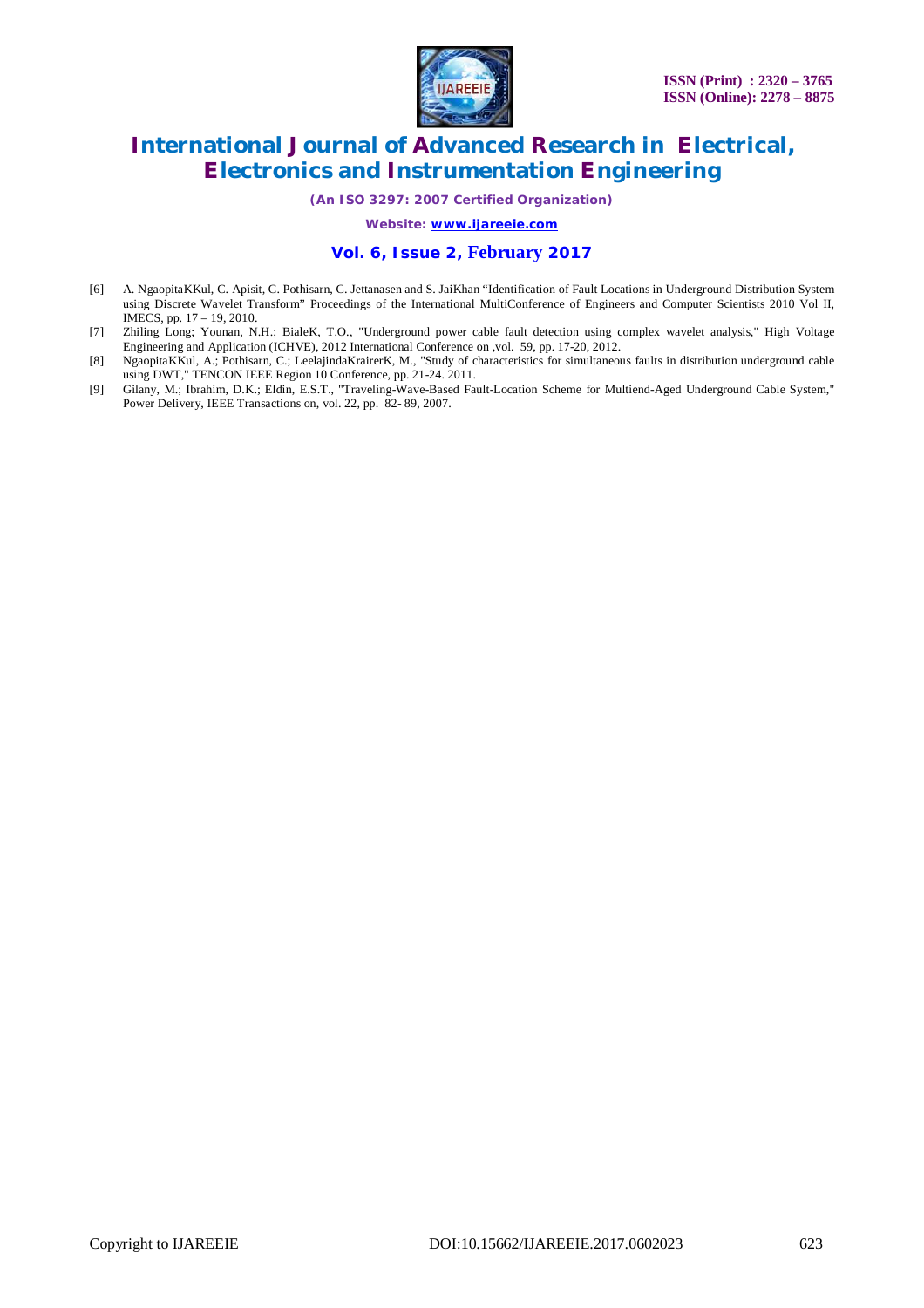[6] A. NgaopitaKKul, C. Apisit, C. Pothisarn, C. Jettanasen and S. JaiKhan "Identification of Fault Locations in Underground Distribution System using Discrete Wavelet Transform" Proceedings of the International MultiConference of Engineers and Computer Scientists 2010 Vol II, IMECS, pp. 17 – 19, 2010.

[7] Zhiling Long; Younan, N.H.; BialeK, T.O., "Underground power cable fault detection using complex wavelet analysis," High Voltage Engineering and Application (ICHVE), 2012 International Conference on ,vol. 59, pp. 17-20, 2012.

[8] NgaopitaKKul, A.; Pothisarn, C.; LeelajindaKrairerK, M., "Study of characteristics for simultaneous faults in distribution underground cable using DWT," TENCON IEEE Region 10 Conference, pp. 21-24. 2011.

[9] Gilany, M.; Ibrahim, D.K.; Eldin, E.S.T., "Traveling-Wave-Based Fault-Location Scheme for Multiend-Aged Underground Cable System," Power Delivery, IEEE Transactions on, vol. 22, pp. 82- 89, 2007.